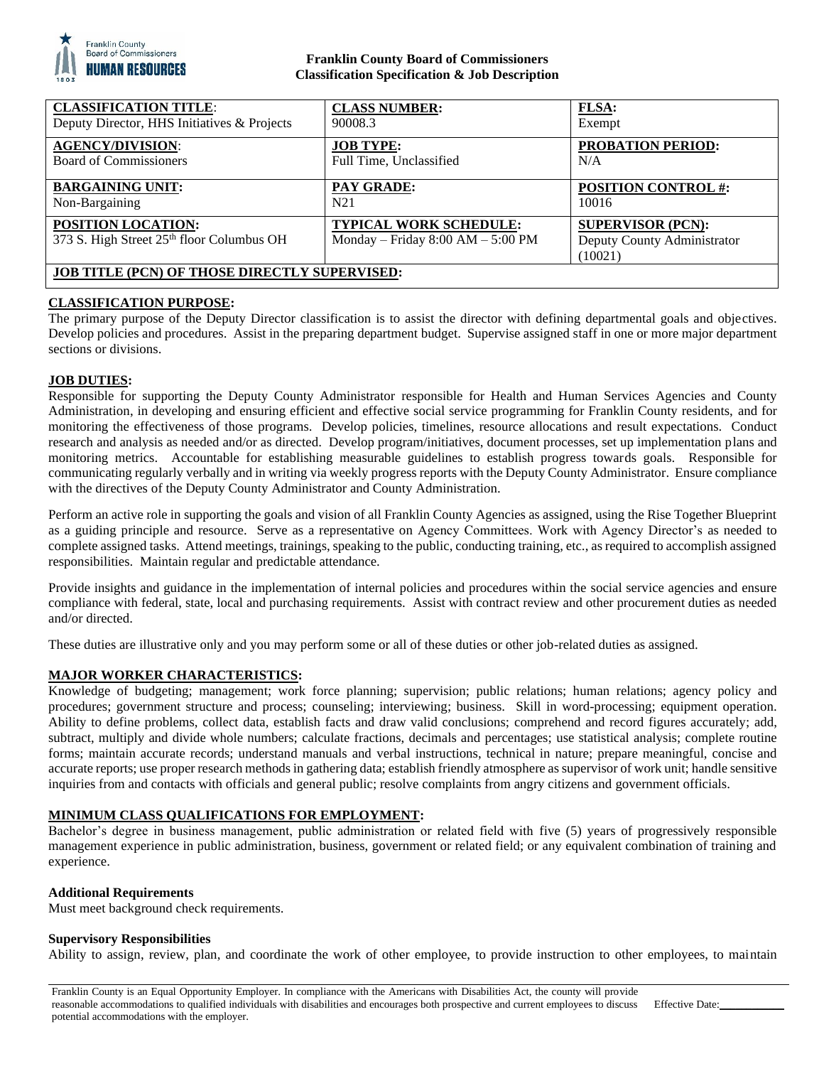**Franklin County Board of Commissioners**
**Classification Specification & Job Description**

| **CLASSIFICATION TITLE**: Deputy Director, HHS Initiatives & Projects | **CLASS NUMBER:** 90008.3 | **FLSA:** Exempt |
|---|---|---|
| **AGENCY/DIVISION**: Board of Commissioners | **JOB TYPE:** Full Time, Unclassified | **PROBATION PERIOD:** N/A |
| **BARGAINING UNIT:** Non-Bargaining | **PAY GRADE:** N21 | **POSITION CONTROL #:** 10016 |
| **POSITION LOCATION:** 373 S. High Street 25th floor Columbus OH | **TYPICAL WORK SCHEDULE:** Monday – Friday 8:00 AM – 5:00 PM | **SUPERVISOR (PCN):** Deputy County Administrator (10021) |
| **JOB TITLE (PCN) OF THOSE DIRECTLY SUPERVISED:** | | |

## CLASSIFICATION PURPOSE:

The primary purpose of the Deputy Director classification is to assist the director with defining departmental goals and objectives. Develop policies and procedures. Assist in the preparing department budget. Supervise assigned staff in one or more major department sections or divisions.

## JOB DUTIES:

Responsible for supporting the Deputy County Administrator responsible for Health and Human Services Agencies and County Administration, in developing and ensuring efficient and effective social service programming for Franklin County residents, and for monitoring the effectiveness of those programs. Develop policies, timelines, resource allocations and result expectations. Conduct research and analysis as needed and/or as directed. Develop program/initiatives, document processes, set up implementation plans and monitoring metrics. Accountable for establishing measurable guidelines to establish progress towards goals. Responsible for communicating regularly verbally and in writing via weekly progress reports with the Deputy County Administrator. Ensure compliance with the directives of the Deputy County Administrator and County Administration.

Perform an active role in supporting the goals and vision of all Franklin County Agencies as assigned, using the Rise Together Blueprint as a guiding principle and resource. Serve as a representative on Agency Committees. Work with Agency Director's as needed to complete assigned tasks. Attend meetings, trainings, speaking to the public, conducting training, etc., as required to accomplish assigned responsibilities. Maintain regular and predictable attendance.

Provide insights and guidance in the implementation of internal policies and procedures within the social service agencies and ensure compliance with federal, state, local and purchasing requirements. Assist with contract review and other procurement duties as needed and/or directed.

These duties are illustrative only and you may perform some or all of these duties or other job-related duties as assigned.

## MAJOR WORKER CHARACTERISTICS:

Knowledge of budgeting; management; work force planning; supervision; public relations; human relations; agency policy and procedures; government structure and process; counseling; interviewing; business. Skill in word-processing; equipment operation. Ability to define problems, collect data, establish facts and draw valid conclusions; comprehend and record figures accurately; add, subtract, multiply and divide whole numbers; calculate fractions, decimals and percentages; use statistical analysis; complete routine forms; maintain accurate records; understand manuals and verbal instructions, technical in nature; prepare meaningful, concise and accurate reports; use proper research methods in gathering data; establish friendly atmosphere as supervisor of work unit; handle sensitive inquiries from and contacts with officials and general public; resolve complaints from angry citizens and government officials.

## MINIMUM CLASS QUALIFICATIONS FOR EMPLOYMENT:

Bachelor's degree in business management, public administration or related field with five (5) years of progressively responsible management experience in public administration, business, government or related field; or any equivalent combination of training and experience.

### Additional Requirements

Must meet background check requirements.

### Supervisory Responsibilities

Ability to assign, review, plan, and coordinate the work of other employee, to provide instruction to other employees, to maintain

Franklin County is an Equal Opportunity Employer. In compliance with the Americans with Disabilities Act, the county will provide reasonable accommodations to qualified individuals with disabilities and encourages both prospective and current employees to discuss potential accommodations with the employer. Effective Date:\_\_\_\_\_\_\_\_\_\_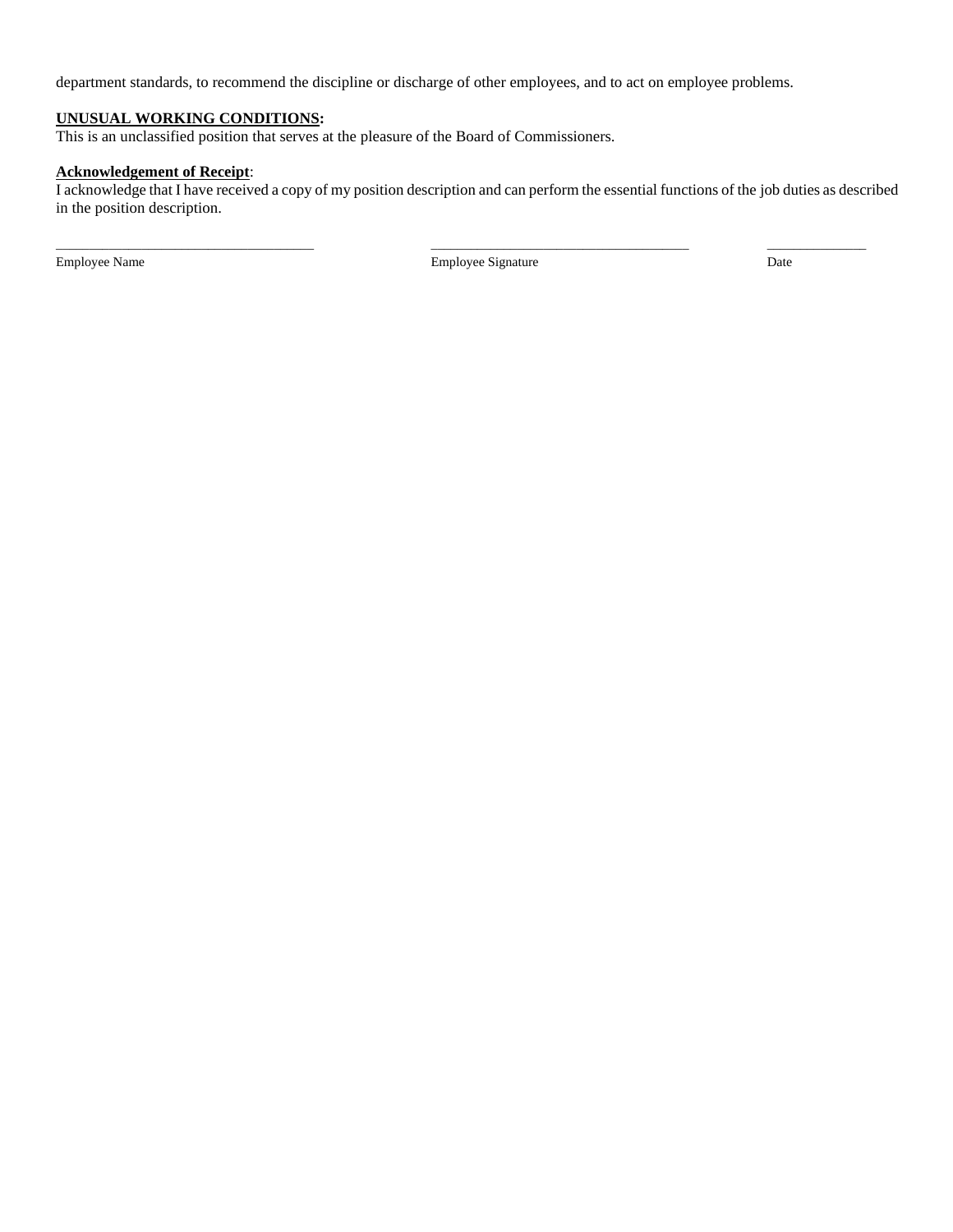department standards, to recommend the discipline or discharge of other employees, and to act on employee problems.

**UNUSUAL WORKING CONDITIONS:**
This is an unclassified position that serves at the pleasure of the Board of Commissioners.

**Acknowledgement of Receipt**:
I acknowledge that I have received a copy of my position description and can perform the essential functions of the job duties as described in the position description.

| | | |
|---|---|---|
| ___________________________________ | ___________________________________ | ______________ |
| Employee Name | Employee Signature | Date |